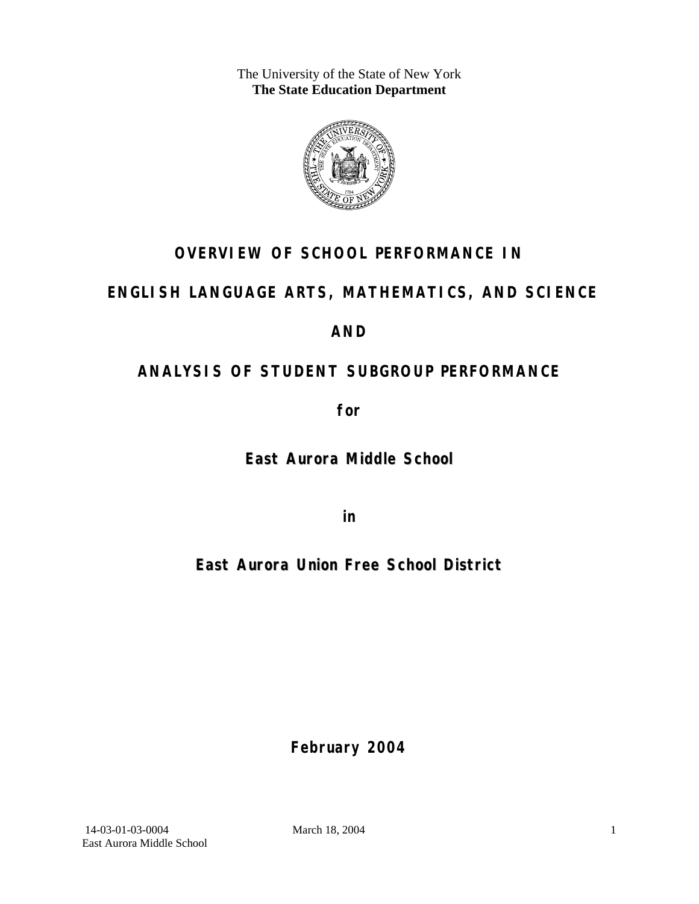The University of the State of New York
**The State Education Department**

# OVERVIEW OF SCHOOL PERFORMANCE IN

# ENGLISH LANGUAGE ARTS, MATHEMATICS, AND SCIENCE

# AND

# ANALYSIS OF STUDENT SUBGROUP PERFORMANCE

**for**

## East Aurora Middle School

**in**

## East Aurora Union Free School District

**February 2004**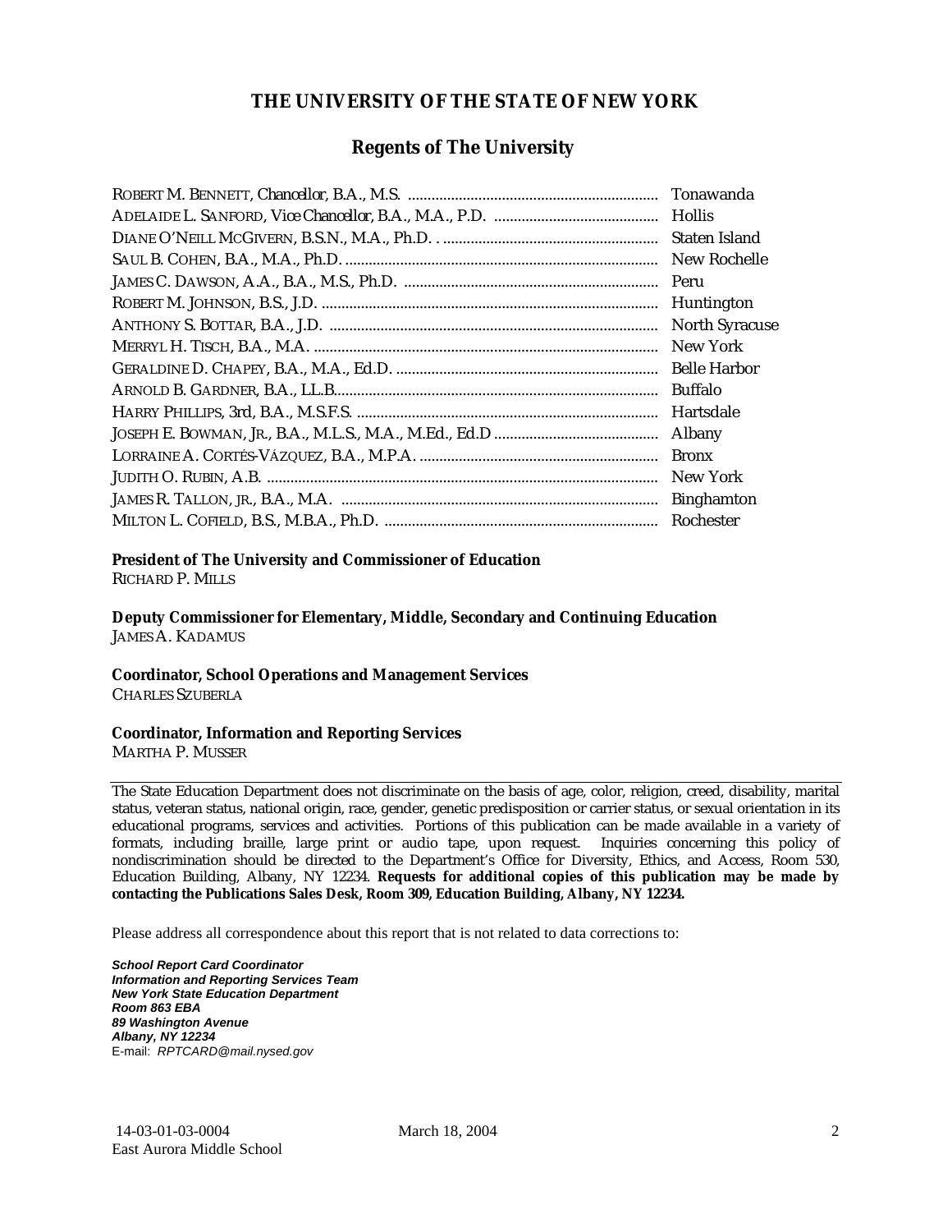# THE UNIVERSITY OF THE STATE OF NEW YORK

## Regents of The University

| | |
|---|---|
| ROBERT M. BENNETT, *Chancellor*, B.A., M.S. | Tonawanda |
| ADELAIDE L. SANFORD, *Vice Chancellor*, B.A., M.A., P.D. | Hollis |
| DIANE O'NEILL MCGIVERN, B.S.N., M.A., Ph.D. | Staten Island |
| SAUL B. COHEN, B.A., M.A., Ph.D. | New Rochelle |
| JAMES C. DAWSON, A.A., B.A., M.S., Ph.D. | Peru |
| ROBERT M. JOHNSON, B.S., J.D. | Huntington |
| ANTHONY S. BOTTAR, B.A., J.D. | North Syracuse |
| MERRYL H. TISCH, B.A., M.A. | New York |
| GERALDINE D. CHAPEY, B.A., M.A., Ed.D. | Belle Harbor |
| ARNOLD B. GARDNER, B.A., LL.B. | Buffalo |
| HARRY PHILLIPS, 3rd, B.A., M.S.F.S. | Hartsdale |
| JOSEPH E. BOWMAN, JR., B.A., M.L.S., M.A., M.Ed., Ed.D | Albany |
| LORRAINE A. CORTÉS-VÁZQUEZ, B.A., M.P.A. | Bronx |
| JUDITH O. RUBIN, A.B. | New York |
| JAMES R. TALLON, JR., B.A., M.A. | Binghamton |
| MILTON L. COFIELD, B.S., M.B.A., Ph.D. | Rochester |

**President of The University and Commissioner of Education**
RICHARD P. MILLS

**Deputy Commissioner for Elementary, Middle, Secondary and Continuing Education**
JAMES A. KADAMUS

**Coordinator, School Operations and Management Services**
CHARLES SZUBERLA

**Coordinator, Information and Reporting Services**
MARTHA P. MUSSER

---

The State Education Department does not discriminate on the basis of age, color, religion, creed, disability, marital status, veteran status, national origin, race, gender, genetic predisposition or carrier status, or sexual orientation in its educational programs, services and activities. Portions of this publication can be made available in a variety of formats, including braille, large print or audio tape, upon request. Inquiries concerning this policy of nondiscrimination should be directed to the Department's Office for Diversity, Ethics, and Access, Room 530, Education Building, Albany, NY 12234. **Requests for additional copies of this publication may be made by contacting the Publications Sales Desk, Room 309, Education Building, Albany, NY 12234.**

Please address all correspondence about this report that is not related to data corrections to:

***School Report Card Coordinator***
***Information and Reporting Services Team***
***New York State Education Department***
***Room 863 EBA***
***89 Washington Avenue***
***Albany, NY 12234***
E-mail: *RPTCARD@mail.nysed.gov*

14-03-01-03-0004 March 18, 2004
East Aurora Middle School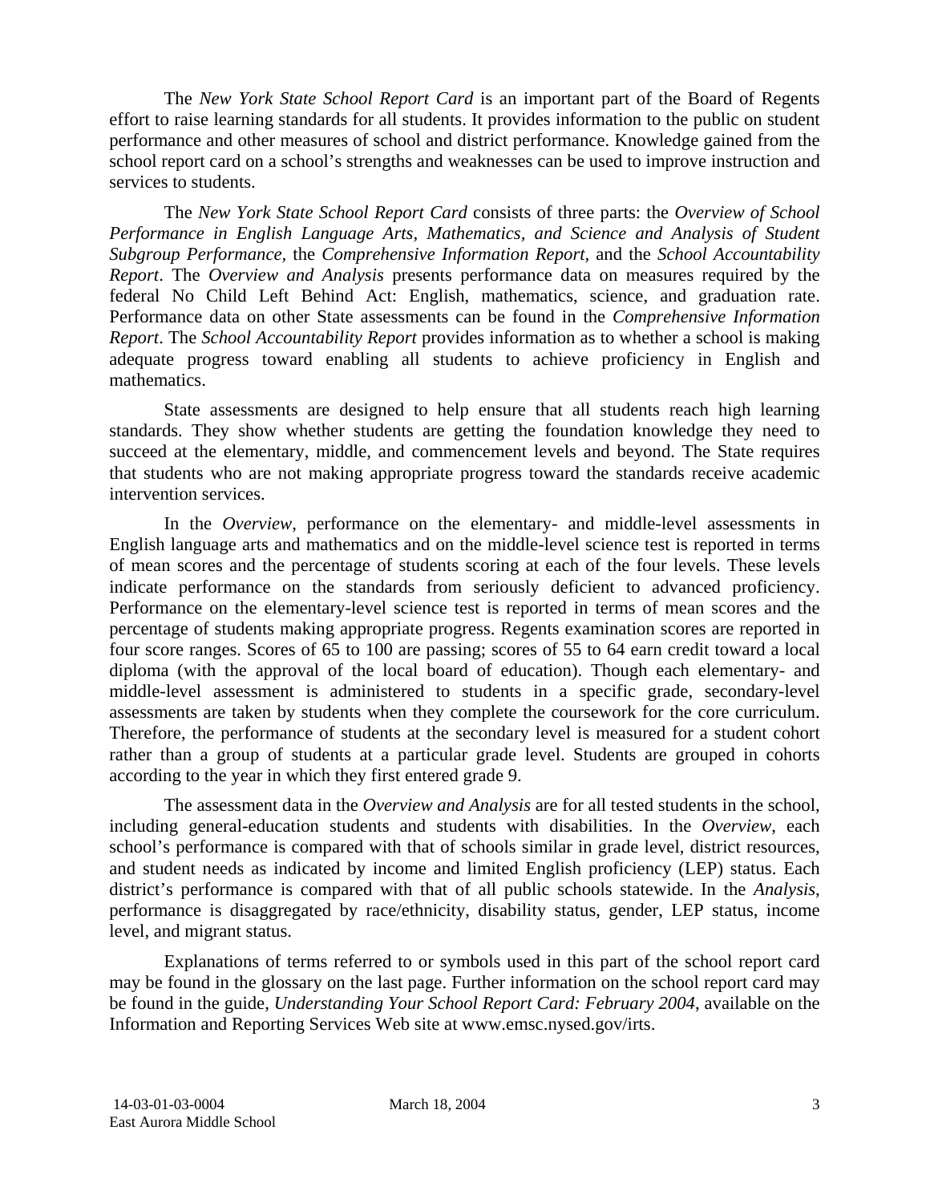The *New York State School Report Card* is an important part of the Board of Regents effort to raise learning standards for all students. It provides information to the public on student performance and other measures of school and district performance. Knowledge gained from the school report card on a school's strengths and weaknesses can be used to improve instruction and services to students.

The *New York State School Report Card* consists of three parts: the *Overview of School Performance in English Language Arts, Mathematics, and Science and Analysis of Student Subgroup Performance,* the *Comprehensive Information Report,* and the *School Accountability Report*. The *Overview and Analysis* presents performance data on measures required by the federal No Child Left Behind Act: English, mathematics, science, and graduation rate. Performance data on other State assessments can be found in the *Comprehensive Information Report*. The *School Accountability Report* provides information as to whether a school is making adequate progress toward enabling all students to achieve proficiency in English and mathematics.

State assessments are designed to help ensure that all students reach high learning standards. They show whether students are getting the foundation knowledge they need to succeed at the elementary, middle, and commencement levels and beyond. The State requires that students who are not making appropriate progress toward the standards receive academic intervention services.

In the *Overview*, performance on the elementary- and middle-level assessments in English language arts and mathematics and on the middle-level science test is reported in terms of mean scores and the percentage of students scoring at each of the four levels. These levels indicate performance on the standards from seriously deficient to advanced proficiency. Performance on the elementary-level science test is reported in terms of mean scores and the percentage of students making appropriate progress. Regents examination scores are reported in four score ranges. Scores of 65 to 100 are passing; scores of 55 to 64 earn credit toward a local diploma (with the approval of the local board of education). Though each elementary- and middle-level assessment is administered to students in a specific grade, secondary-level assessments are taken by students when they complete the coursework for the core curriculum. Therefore, the performance of students at the secondary level is measured for a student cohort rather than a group of students at a particular grade level. Students are grouped in cohorts according to the year in which they first entered grade 9.

The assessment data in the *Overview and Analysis* are for all tested students in the school, including general-education students and students with disabilities. In the *Overview*, each school's performance is compared with that of schools similar in grade level, district resources, and student needs as indicated by income and limited English proficiency (LEP) status. Each district's performance is compared with that of all public schools statewide. In the *Analysis*, performance is disaggregated by race/ethnicity, disability status, gender, LEP status, income level, and migrant status.

Explanations of terms referred to or symbols used in this part of the school report card may be found in the glossary on the last page. Further information on the school report card may be found in the guide, *Understanding Your School Report Card: February 2004*, available on the Information and Reporting Services Web site at www.emsc.nysed.gov/irts.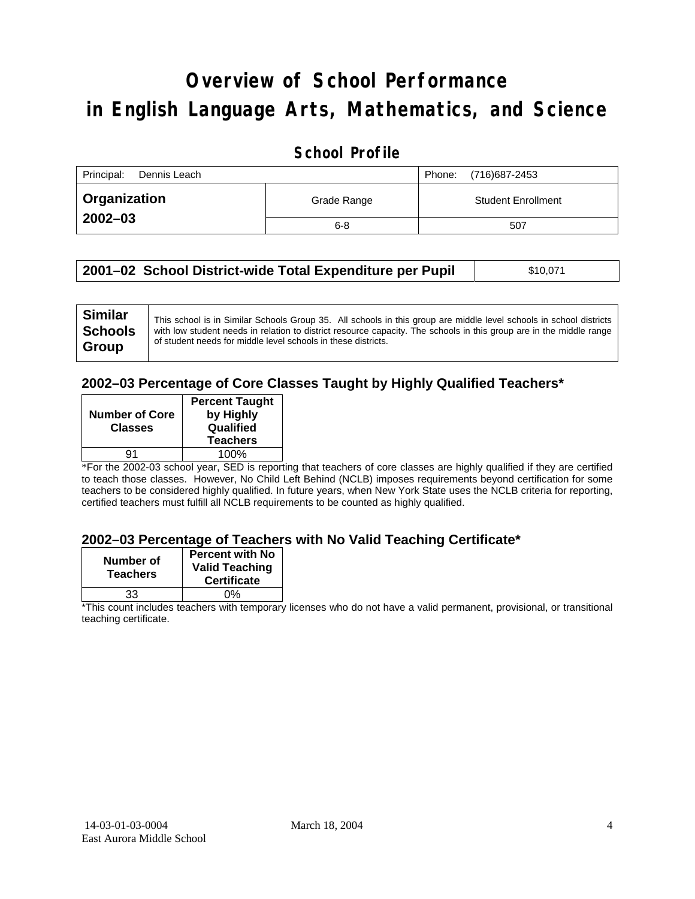# Overview of School Performance in English Language Arts, Mathematics, and Science

## School Profile

| Principal: Dennis Leach | | Phone: (716)687-2453 |
|---|---|---|
| **Organization 2002–03** | Grade Range | Student Enrollment |
| | 6-8 | 507 |

| **2001–02 School District-wide Total Expenditure per Pupil** | $10,071 |
|---|---|

| **Similar Schools Group** | This school is in Similar Schools Group 35. All schools in this group are middle level schools in school districts with low student needs in relation to district resource capacity. The schools in this group are in the middle range of student needs for middle level schools in these districts. |
|---|---|

### 2002–03 Percentage of Core Classes Taught by Highly Qualified Teachers*

| Number of Core Classes | Percent Taught by Highly Qualified Teachers |
|---|---|
| 91 | 100% |

*For the 2002-03 school year, SED is reporting that teachers of core classes are highly qualified if they are certified to teach those classes. However, No Child Left Behind (NCLB) imposes requirements beyond certification for some teachers to be considered highly qualified. In future years, when New York State uses the NCLB criteria for reporting, certified teachers must fulfill all NCLB requirements to be counted as highly qualified.

### 2002–03 Percentage of Teachers with No Valid Teaching Certificate*

| Number of Teachers | Percent with No Valid Teaching Certificate |
|---|---|
| 33 | 0% |

*This count includes teachers with temporary licenses who do not have a valid permanent, provisional, or transitional teaching certificate.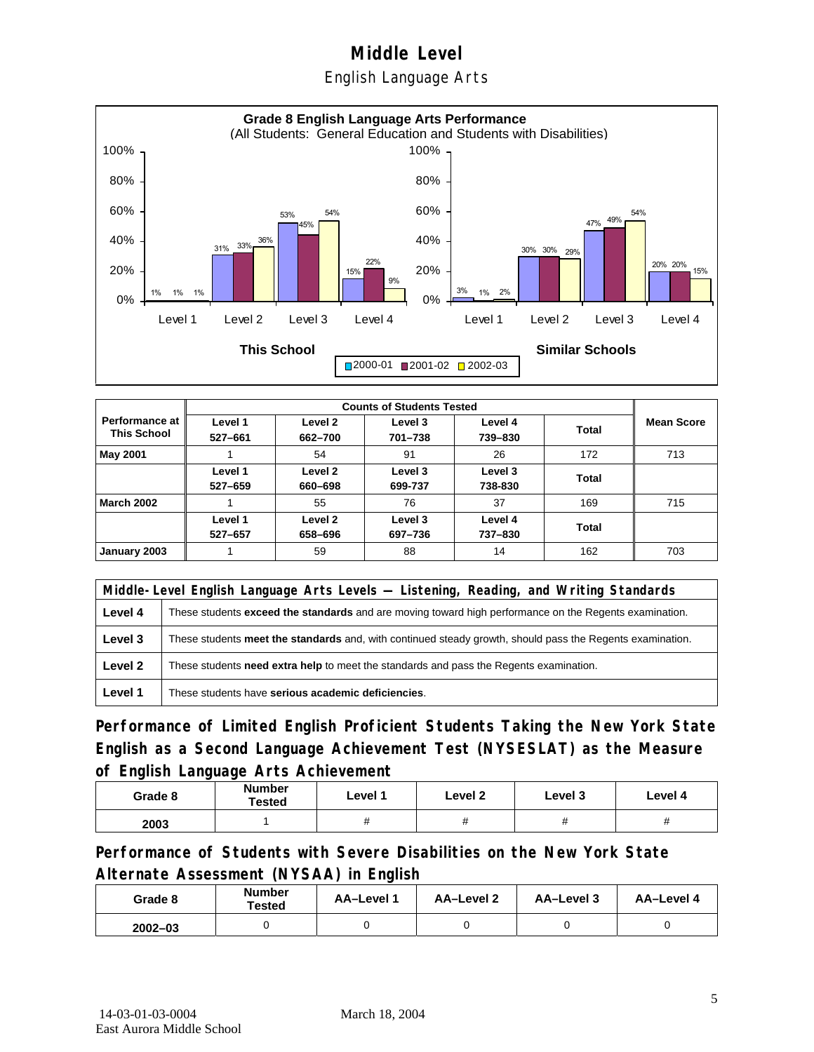# Middle Level

## English Language Arts

**Grade 8 English Language Arts Performance**
(All Students: General Education and Students with Disabilities)

| | This School 2000-01 | This School 2001-02 | This School 2002-03 | Similar Schools 2000-01 | Similar Schools 2001-02 | Similar Schools 2002-03 |
|---|---|---|---|---|---|---|
| Level 1 | 1% | 1% | 1% | 3% | 1% | 2% |
| Level 2 | 31% | 33% | 36% | 30% | 30% | 29% |
| Level 3 | 53% | 45% | 54% | 47% | 49% | 54% |
| Level 4 | 15% | 22% | 9% | 20% | 20% | 15% |

| Performance at This School | Counts of Students Tested | | | | | Mean Score |
|---|---|---|---|---|---|---|
| | Level 1 527–661 | Level 2 662–700 | Level 3 701–738 | Level 4 739–830 | Total | |
| **May 2001** | 1 | 54 | 91 | 26 | 172 | 713 |
| | Level 1 527–659 | Level 2 660–698 | Level 3 699-737 | Level 3 738-830 | Total | |
| **March 2002** | 1 | 55 | 76 | 37 | 169 | 715 |
| | Level 1 527–657 | Level 2 658–696 | Level 3 697–736 | Level 4 737–830 | Total | |
| **January 2003** | 1 | 59 | 88 | 14 | 162 | 703 |

| Middle-Level English Language Arts Levels — Listening, Reading, and Writing Standards | |
|---|---|
| **Level 4** | These students **exceed the standards** and are moving toward high performance on the Regents examination. |
| **Level 3** | These students **meet the standards** and, with continued steady growth, should pass the Regents examination. |
| **Level 2** | These students **need extra help** to meet the standards and pass the Regents examination. |
| **Level 1** | These students have **serious academic deficiencies**. |

## Performance of Limited English Proficient Students Taking the New York State English as a Second Language Achievement Test (NYSESLAT) as the Measure of English Language Arts Achievement

| Grade 8 | Number Tested | Level 1 | Level 2 | Level 3 | Level 4 |
|---|---|---|---|---|---|
| 2003 | 1 | # | # | # | # |

## Performance of Students with Severe Disabilities on the New York State Alternate Assessment (NYSAA) in English

| Grade 8 | Number Tested | AA–Level 1 | AA–Level 2 | AA–Level 3 | AA–Level 4 |
|---|---|---|---|---|---|
| 2002–03 | 0 | 0 | 0 | 0 | 0 |

14-03-01-03-0004 East Aurora Middle School — March 18, 2004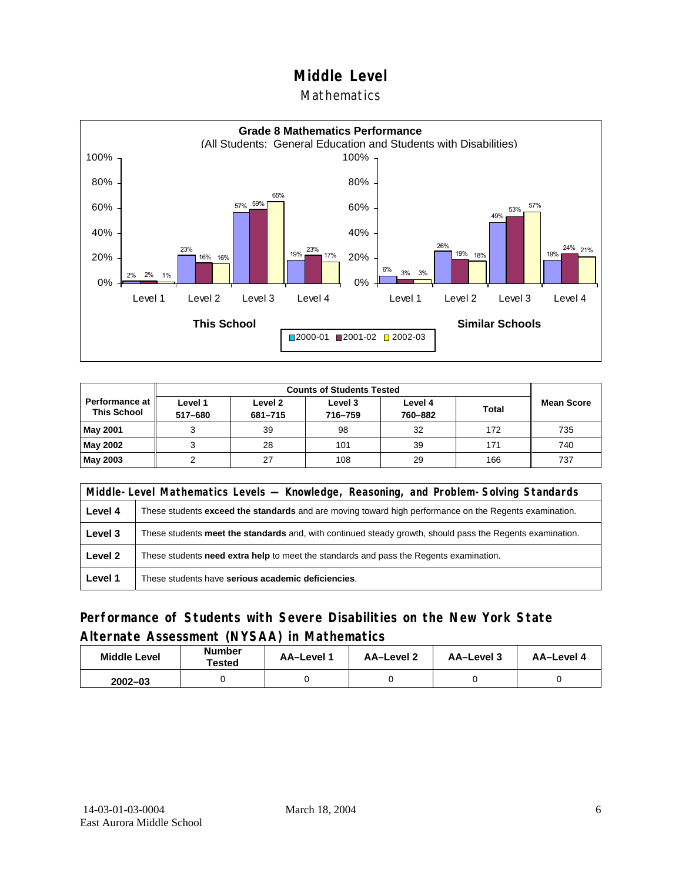# Middle Level

## Mathematics

**Grade 8 Mathematics Performance**
(All Students: General Education and Students with Disabilities)

| | This School 2000-01 | This School 2001-02 | This School 2002-03 | Similar Schools 2000-01 | Similar Schools 2001-02 | Similar Schools 2002-03 |
|---|---|---|---|---|---|---|
| Level 1 | 2% | 2% | 1% | 6% | 3% | 3% |
| Level 2 | 23% | 16% | 16% | 26% | 19% | 18% |
| Level 3 | 57% | 59% | 65% | 49% | 53% | 57% |
| Level 4 | 19% | 23% | 17% | 19% | 24% | 21% |

| Performance at This School | Counts of Students Tested | | | | | Mean Score |
|---|---|---|---|---|---|---|
| | Level 1 517–680 | Level 2 681–715 | Level 3 716–759 | Level 4 760–882 | Total | |
| **May 2001** | 3 | 39 | 98 | 32 | 172 | 735 |
| **May 2002** | 3 | 28 | 101 | 39 | 171 | 740 |
| **May 2003** | 2 | 27 | 108 | 29 | 166 | 737 |

| Middle-Level Mathematics Levels — Knowledge, Reasoning, and Problem-Solving Standards | |
|---|---|
| **Level 4** | These students **exceed the standards** and are moving toward high performance on the Regents examination. |
| **Level 3** | These students **meet the standards** and, with continued steady growth, should pass the Regents examination. |
| **Level 2** | These students **need extra help** to meet the standards and pass the Regents examination. |
| **Level 1** | These students have **serious academic deficiencies**. |

## Performance of Students with Severe Disabilities on the New York State Alternate Assessment (NYSAA) in Mathematics

| Middle Level | Number Tested | AA–Level 1 | AA–Level 2 | AA–Level 3 | AA–Level 4 |
|---|---|---|---|---|---|
| 2002–03 | 0 | 0 | 0 | 0 | 0 |

14-03-01-03-0004
East Aurora Middle School

March 18, 2004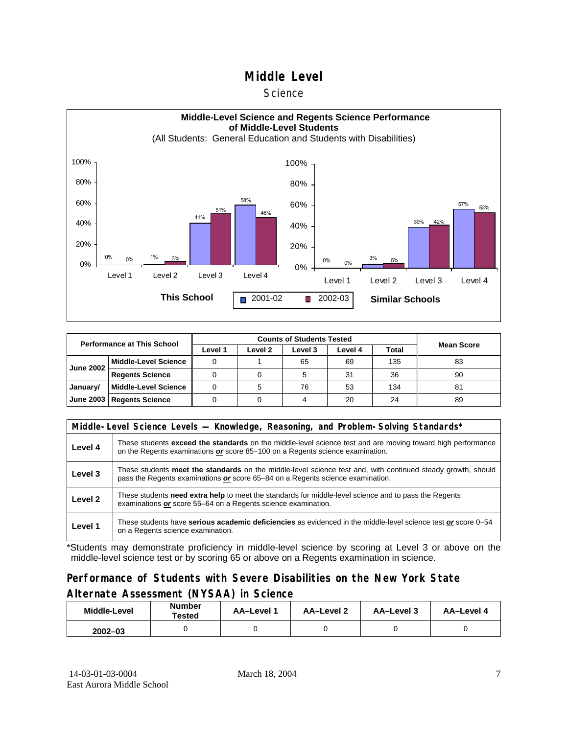# Middle Level

## Science

**Middle-Level Science and Regents Science Performance of Middle-Level Students**
(All Students: General Education and Students with Disabilities)

| | This School 2001-02 | This School 2002-03 | Similar Schools 2001-02 | Similar Schools 2002-03 |
|---|---|---|---|---|
| Level 1 | 0% | 0% | 0% | 0% |
| Level 2 | 1% | 3% | 3% | 5% |
| Level 3 | 41% | 51% | 39% | 42% |
| Level 4 | 58% | 46% | 57% | 53% |

| Performance at This School | | Counts of Students Tested | | | | | Mean Score |
|---|---|---|---|---|---|---|---|
| | | Level 1 | Level 2 | Level 3 | Level 4 | Total | |
| June 2002 | Middle-Level Science | 0 | 1 | 65 | 69 | 135 | 83 |
| | Regents Science | 0 | 0 | 5 | 31 | 36 | 90 |
| January/ June 2003 | Middle-Level Science | 0 | 5 | 76 | 53 | 134 | 81 |
| | Regents Science | 0 | 0 | 4 | 20 | 24 | 89 |

| Middle-Level Science Levels — Knowledge, Reasoning, and Problem-Solving Standards* | |
|---|---|
| Level 4 | These students **exceed the standards** on the middle-level science test and are moving toward high performance on the Regents examinations ***or*** score 85–100 on a Regents science examination. |
| Level 3 | These students **meet the standards** on the middle-level science test and, with continued steady growth, should pass the Regents examinations ***or*** score 65–84 on a Regents science examination. |
| Level 2 | These students **need extra help** to meet the standards for middle-level science and to pass the Regents examinations ***or*** score 55–64 on a Regents science examination. |
| Level 1 | These students have **serious academic deficiencies** as evidenced in the middle-level science test ***or*** score 0–54 on a Regents science examination. |

*Students may demonstrate proficiency in middle-level science by scoring at Level 3 or above on the middle-level science test or by scoring 65 or above on a Regents examination in science.

## Performance of Students with Severe Disabilities on the New York State Alternate Assessment (NYSAA) in Science

| Middle-Level | Number Tested | AA–Level 1 | AA–Level 2 | AA–Level 3 | AA–Level 4 |
|---|---|---|---|---|---|
| 2002–03 | 0 | 0 | 0 | 0 | 0 |

14-03-01-03-0004
East Aurora Middle School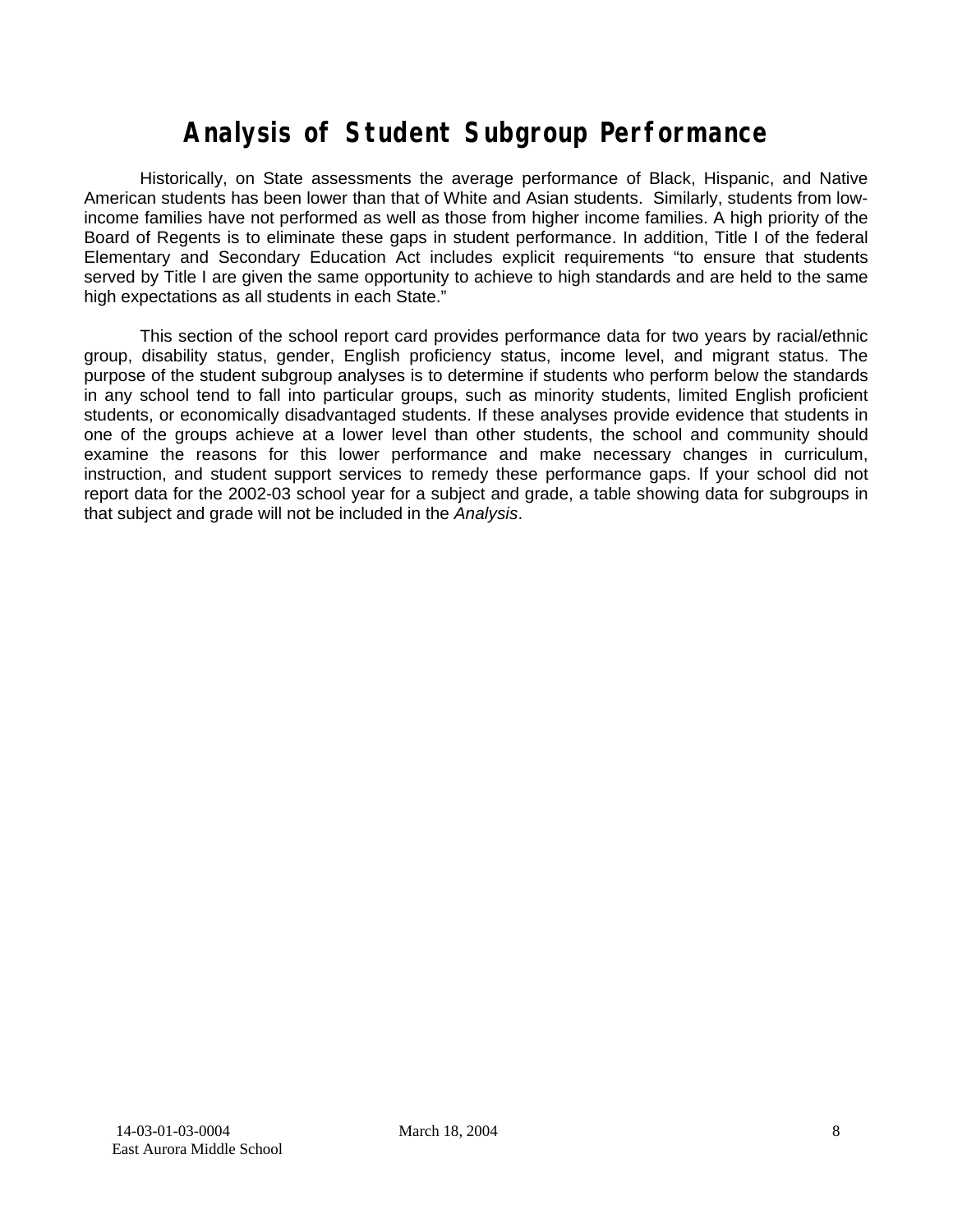# Analysis of Student Subgroup Performance

Historically, on State assessments the average performance of Black, Hispanic, and Native American students has been lower than that of White and Asian students. Similarly, students from low-income families have not performed as well as those from higher income families. A high priority of the Board of Regents is to eliminate these gaps in student performance. In addition, Title I of the federal Elementary and Secondary Education Act includes explicit requirements "to ensure that students served by Title I are given the same opportunity to achieve to high standards and are held to the same high expectations as all students in each State."

This section of the school report card provides performance data for two years by racial/ethnic group, disability status, gender, English proficiency status, income level, and migrant status. The purpose of the student subgroup analyses is to determine if students who perform below the standards in any school tend to fall into particular groups, such as minority students, limited English proficient students, or economically disadvantaged students. If these analyses provide evidence that students in one of the groups achieve at a lower level than other students, the school and community should examine the reasons for this lower performance and make necessary changes in curriculum, instruction, and student support services to remedy these performance gaps. If your school did not report data for the 2002-03 school year for a subject and grade, a table showing data for subgroups in that subject and grade will not be included in the *Analysis*.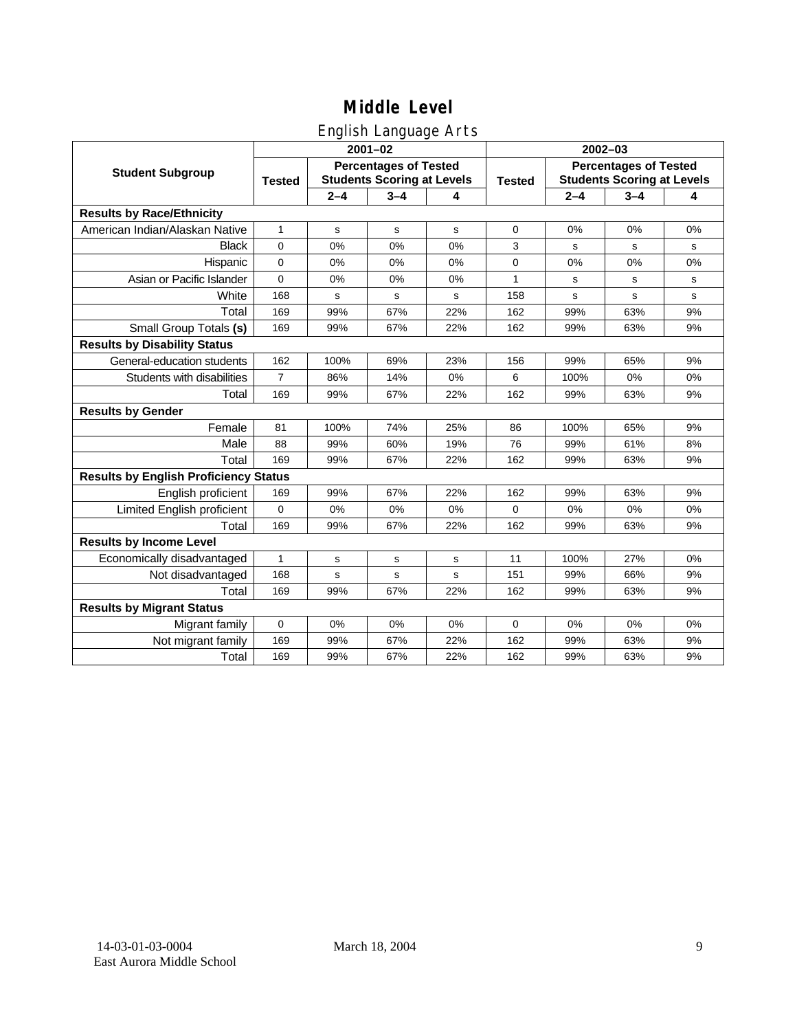# Middle Level

## English Language Arts

| Student Subgroup | 2001–02 | | | | 2002–03 | | | |
|---|---|---|---|---|---|---|---|---|
| | Tested | Percentages of Tested Students Scoring at Levels | | | Tested | Percentages of Tested Students Scoring at Levels | | |
| | | 2–4 | 3–4 | 4 | | 2–4 | 3–4 | 4 |
| **Results by Race/Ethnicity** | | | | | | | | |
| American Indian/Alaskan Native | 1 | s | s | s | 0 | 0% | 0% | 0% |
| Black | 0 | 0% | 0% | 0% | 3 | s | s | s |
| Hispanic | 0 | 0% | 0% | 0% | 0 | 0% | 0% | 0% |
| Asian or Pacific Islander | 0 | 0% | 0% | 0% | 1 | s | s | s |
| White | 168 | s | s | s | 158 | s | s | s |
| Total | 169 | 99% | 67% | 22% | 162 | 99% | 63% | 9% |
| Small Group Totals **(s)** | 169 | 99% | 67% | 22% | 162 | 99% | 63% | 9% |
| **Results by Disability Status** | | | | | | | | |
| General-education students | 162 | 100% | 69% | 23% | 156 | 99% | 65% | 9% |
| Students with disabilities | 7 | 86% | 14% | 0% | 6 | 100% | 0% | 0% |
| Total | 169 | 99% | 67% | 22% | 162 | 99% | 63% | 9% |
| **Results by Gender** | | | | | | | | |
| Female | 81 | 100% | 74% | 25% | 86 | 100% | 65% | 9% |
| Male | 88 | 99% | 60% | 19% | 76 | 99% | 61% | 8% |
| Total | 169 | 99% | 67% | 22% | 162 | 99% | 63% | 9% |
| **Results by English Proficiency Status** | | | | | | | | |
| English proficient | 169 | 99% | 67% | 22% | 162 | 99% | 63% | 9% |
| Limited English proficient | 0 | 0% | 0% | 0% | 0 | 0% | 0% | 0% |
| Total | 169 | 99% | 67% | 22% | 162 | 99% | 63% | 9% |
| **Results by Income Level** | | | | | | | | |
| Economically disadvantaged | 1 | s | s | s | 11 | 100% | 27% | 0% |
| Not disadvantaged | 168 | s | s | s | 151 | 99% | 66% | 9% |
| Total | 169 | 99% | 67% | 22% | 162 | 99% | 63% | 9% |
| **Results by Migrant Status** | | | | | | | | |
| Migrant family | 0 | 0% | 0% | 0% | 0 | 0% | 0% | 0% |
| Not migrant family | 169 | 99% | 67% | 22% | 162 | 99% | 63% | 9% |
| Total | 169 | 99% | 67% | 22% | 162 | 99% | 63% | 9% |

14-03-01-03-0004
East Aurora Middle School

March 18, 2004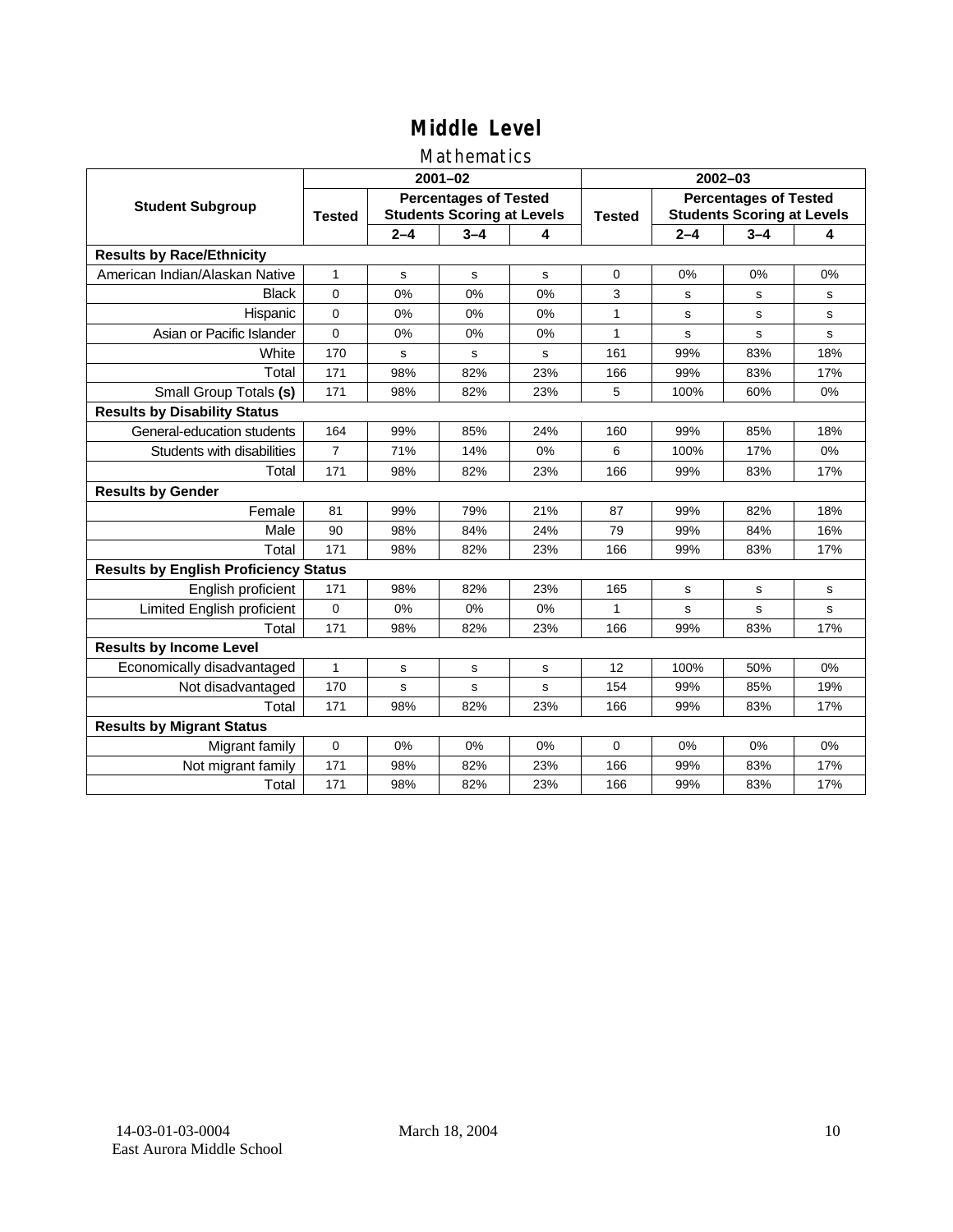# Middle Level

## Mathematics

| Student Subgroup | 2001–02 | | | | 2002–03 | | | |
|---|---|---|---|---|---|---|---|---|
| | Tested | Percentages of Tested Students Scoring at Levels | | | Tested | Percentages of Tested Students Scoring at Levels | | |
| | | 2–4 | 3–4 | 4 | | 2–4 | 3–4 | 4 |
| **Results by Race/Ethnicity** | | | | | | | | |
| American Indian/Alaskan Native | 1 | s | s | s | 0 | 0% | 0% | 0% |
| Black | 0 | 0% | 0% | 0% | 3 | s | s | s |
| Hispanic | 0 | 0% | 0% | 0% | 1 | s | s | s |
| Asian or Pacific Islander | 0 | 0% | 0% | 0% | 1 | s | s | s |
| White | 170 | s | s | s | 161 | 99% | 83% | 18% |
| Total | 171 | 98% | 82% | 23% | 166 | 99% | 83% | 17% |
| Small Group Totals **(s)** | 171 | 98% | 82% | 23% | 5 | 100% | 60% | 0% |
| **Results by Disability Status** | | | | | | | | |
| General-education students | 164 | 99% | 85% | 24% | 160 | 99% | 85% | 18% |
| Students with disabilities | 7 | 71% | 14% | 0% | 6 | 100% | 17% | 0% |
| Total | 171 | 98% | 82% | 23% | 166 | 99% | 83% | 17% |
| **Results by Gender** | | | | | | | | |
| Female | 81 | 99% | 79% | 21% | 87 | 99% | 82% | 18% |
| Male | 90 | 98% | 84% | 24% | 79 | 99% | 84% | 16% |
| Total | 171 | 98% | 82% | 23% | 166 | 99% | 83% | 17% |
| **Results by English Proficiency Status** | | | | | | | | |
| English proficient | 171 | 98% | 82% | 23% | 165 | s | s | s |
| Limited English proficient | 0 | 0% | 0% | 0% | 1 | s | s | s |
| Total | 171 | 98% | 82% | 23% | 166 | 99% | 83% | 17% |
| **Results by Income Level** | | | | | | | | |
| Economically disadvantaged | 1 | s | s | s | 12 | 100% | 50% | 0% |
| Not disadvantaged | 170 | s | s | s | 154 | 99% | 85% | 19% |
| Total | 171 | 98% | 82% | 23% | 166 | 99% | 83% | 17% |
| **Results by Migrant Status** | | | | | | | | |
| Migrant family | 0 | 0% | 0% | 0% | 0 | 0% | 0% | 0% |
| Not migrant family | 171 | 98% | 82% | 23% | 166 | 99% | 83% | 17% |
| Total | 171 | 98% | 82% | 23% | 166 | 99% | 83% | 17% |

14-03-01-03-0004
East Aurora Middle School

March 18, 2004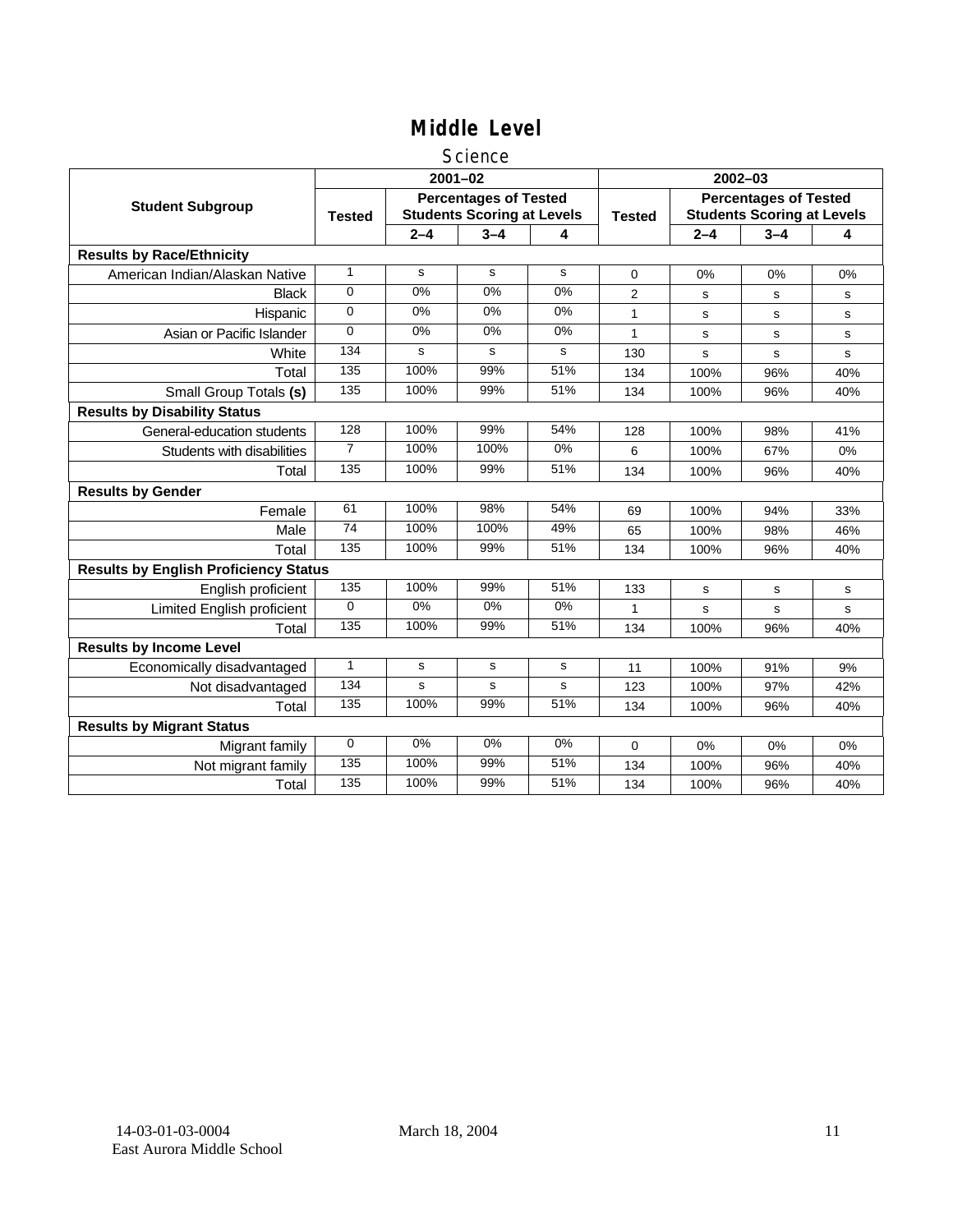# Middle Level

## Science

| Student Subgroup | 2001–02 | | | | 2002–03 | | | |
|---|---|---|---|---|---|---|---|---|
| | Tested | Percentages of Tested Students Scoring at Levels | | | Tested | Percentages of Tested Students Scoring at Levels | | |
| | | 2–4 | 3–4 | 4 | | 2–4 | 3–4 | 4 |
| **Results by Race/Ethnicity** | | | | | | | | |
| American Indian/Alaskan Native | 1 | s | s | s | 0 | 0% | 0% | 0% |
| Black | 0 | 0% | 0% | 0% | 2 | s | s | s |
| Hispanic | 0 | 0% | 0% | 0% | 1 | s | s | s |
| Asian or Pacific Islander | 0 | 0% | 0% | 0% | 1 | s | s | s |
| White | 134 | s | s | s | 130 | s | s | s |
| Total | 135 | 100% | 99% | 51% | 134 | 100% | 96% | 40% |
| Small Group Totals **(s)** | 135 | 100% | 99% | 51% | 134 | 100% | 96% | 40% |
| **Results by Disability Status** | | | | | | | | |
| General-education students | 128 | 100% | 99% | 54% | 128 | 100% | 98% | 41% |
| Students with disabilities | 7 | 100% | 100% | 0% | 6 | 100% | 67% | 0% |
| Total | 135 | 100% | 99% | 51% | 134 | 100% | 96% | 40% |
| **Results by Gender** | | | | | | | | |
| Female | 61 | 100% | 98% | 54% | 69 | 100% | 94% | 33% |
| Male | 74 | 100% | 100% | 49% | 65 | 100% | 98% | 46% |
| Total | 135 | 100% | 99% | 51% | 134 | 100% | 96% | 40% |
| **Results by English Proficiency Status** | | | | | | | | |
| English proficient | 135 | 100% | 99% | 51% | 133 | s | s | s |
| Limited English proficient | 0 | 0% | 0% | 0% | 1 | s | s | s |
| Total | 135 | 100% | 99% | 51% | 134 | 100% | 96% | 40% |
| **Results by Income Level** | | | | | | | | |
| Economically disadvantaged | 1 | s | s | s | 11 | 100% | 91% | 9% |
| Not disadvantaged | 134 | s | s | s | 123 | 100% | 97% | 42% |
| Total | 135 | 100% | 99% | 51% | 134 | 100% | 96% | 40% |
| **Results by Migrant Status** | | | | | | | | |
| Migrant family | 0 | 0% | 0% | 0% | 0 | 0% | 0% | 0% |
| Not migrant family | 135 | 100% | 99% | 51% | 134 | 100% | 96% | 40% |
| Total | 135 | 100% | 99% | 51% | 134 | 100% | 96% | 40% |

14-03-01-03-0004 March 18, 2004
East Aurora Middle School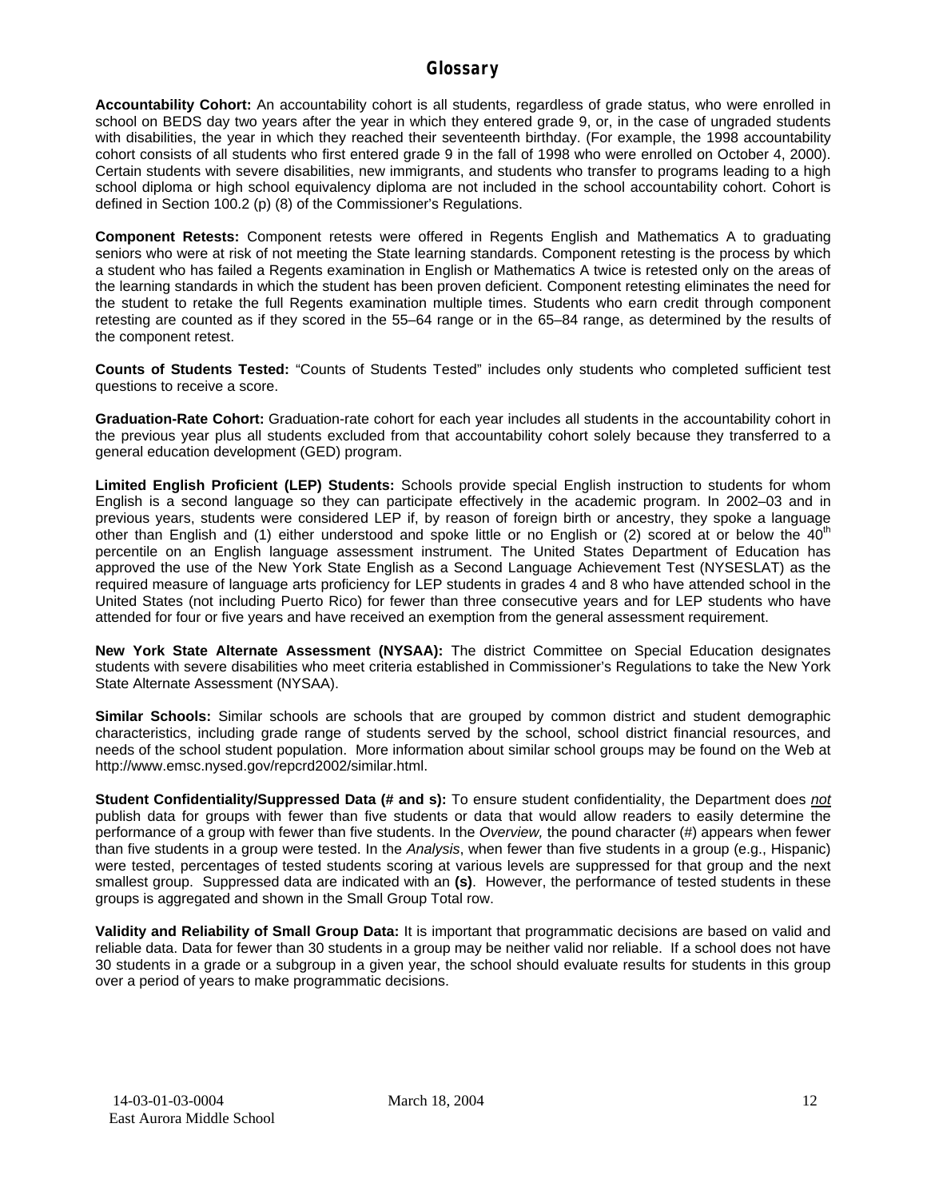# Glossary

**Accountability Cohort:** An accountability cohort is all students, regardless of grade status, who were enrolled in school on BEDS day two years after the year in which they entered grade 9, or, in the case of ungraded students with disabilities, the year in which they reached their seventeenth birthday. (For example, the 1998 accountability cohort consists of all students who first entered grade 9 in the fall of 1998 who were enrolled on October 4, 2000). Certain students with severe disabilities, new immigrants, and students who transfer to programs leading to a high school diploma or high school equivalency diploma are not included in the school accountability cohort. Cohort is defined in Section 100.2 (p) (8) of the Commissioner's Regulations.

**Component Retests:** Component retests were offered in Regents English and Mathematics A to graduating seniors who were at risk of not meeting the State learning standards. Component retesting is the process by which a student who has failed a Regents examination in English or Mathematics A twice is retested only on the areas of the learning standards in which the student has been proven deficient. Component retesting eliminates the need for the student to retake the full Regents examination multiple times. Students who earn credit through component retesting are counted as if they scored in the 55–64 range or in the 65–84 range, as determined by the results of the component retest.

**Counts of Students Tested:** "Counts of Students Tested" includes only students who completed sufficient test questions to receive a score.

**Graduation-Rate Cohort:** Graduation-rate cohort for each year includes all students in the accountability cohort in the previous year plus all students excluded from that accountability cohort solely because they transferred to a general education development (GED) program.

**Limited English Proficient (LEP) Students:** Schools provide special English instruction to students for whom English is a second language so they can participate effectively in the academic program. In 2002–03 and in previous years, students were considered LEP if, by reason of foreign birth or ancestry, they spoke a language other than English and (1) either understood and spoke little or no English or (2) scored at or below the 40th percentile on an English language assessment instrument. The United States Department of Education has approved the use of the New York State English as a Second Language Achievement Test (NYSESLAT) as the required measure of language arts proficiency for LEP students in grades 4 and 8 who have attended school in the United States (not including Puerto Rico) for fewer than three consecutive years and for LEP students who have attended for four or five years and have received an exemption from the general assessment requirement.

**New York State Alternate Assessment (NYSAA):** The district Committee on Special Education designates students with severe disabilities who meet criteria established in Commissioner's Regulations to take the New York State Alternate Assessment (NYSAA).

**Similar Schools:** Similar schools are schools that are grouped by common district and student demographic characteristics, including grade range of students served by the school, school district financial resources, and needs of the school student population. More information about similar school groups may be found on the Web at http://www.emsc.nysed.gov/repcrd2002/similar.html.

**Student Confidentiality/Suppressed Data (# and s):** To ensure student confidentiality, the Department does *not* publish data for groups with fewer than five students or data that would allow readers to easily determine the performance of a group with fewer than five students. In the *Overview,* the pound character (#) appears when fewer than five students in a group were tested. In the *Analysis*, when fewer than five students in a group (e.g., Hispanic) were tested, percentages of tested students scoring at various levels are suppressed for that group and the next smallest group. Suppressed data are indicated with an **(s)**. However, the performance of tested students in these groups is aggregated and shown in the Small Group Total row.

**Validity and Reliability of Small Group Data:** It is important that programmatic decisions are based on valid and reliable data. Data for fewer than 30 students in a group may be neither valid nor reliable. If a school does not have 30 students in a grade or a subgroup in a given year, the school should evaluate results for students in this group over a period of years to make programmatic decisions.